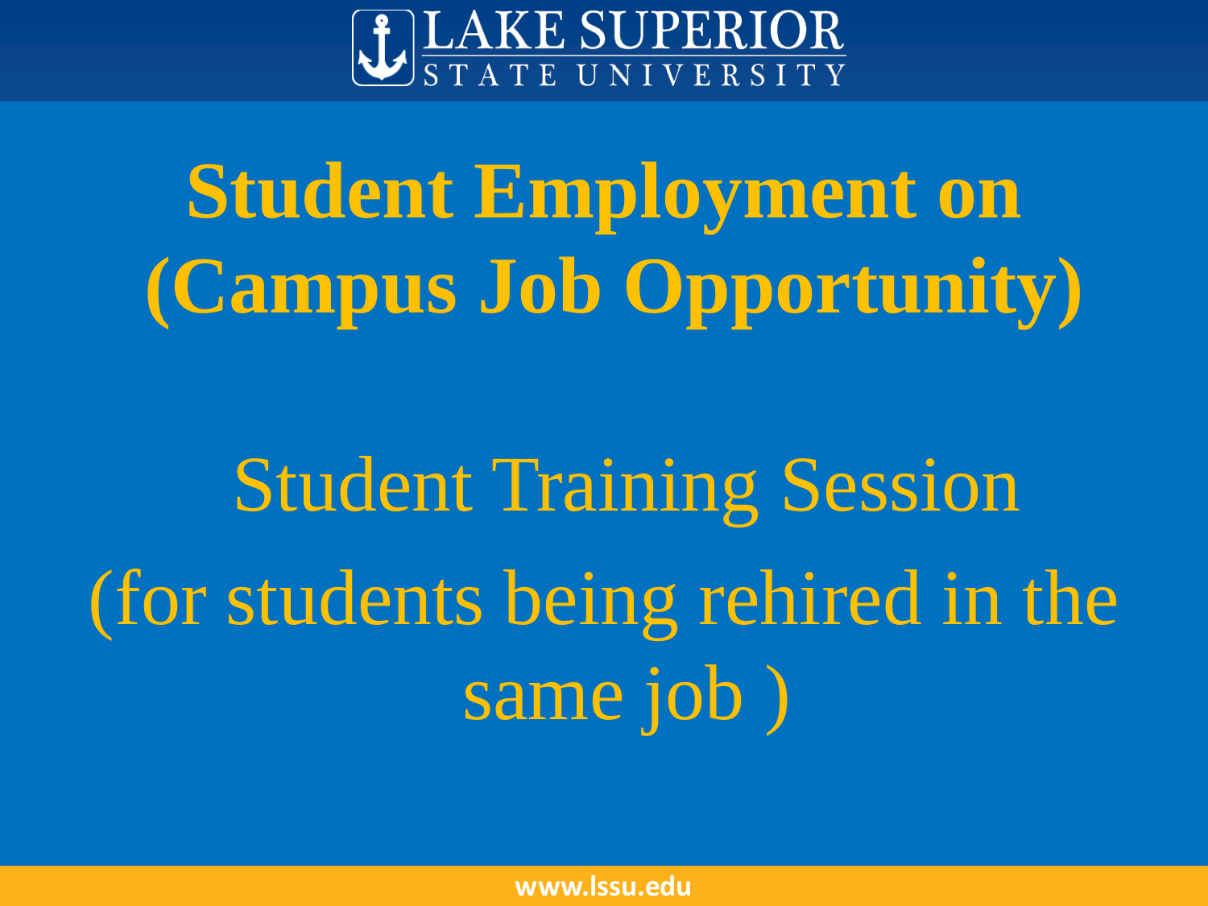LAKE SUPERIOR STATE UNIVERSITY

# Student Employment on (Campus Job Opportunity)

Student Training Session

(for students being rehired in the same job )

www.lssu.edu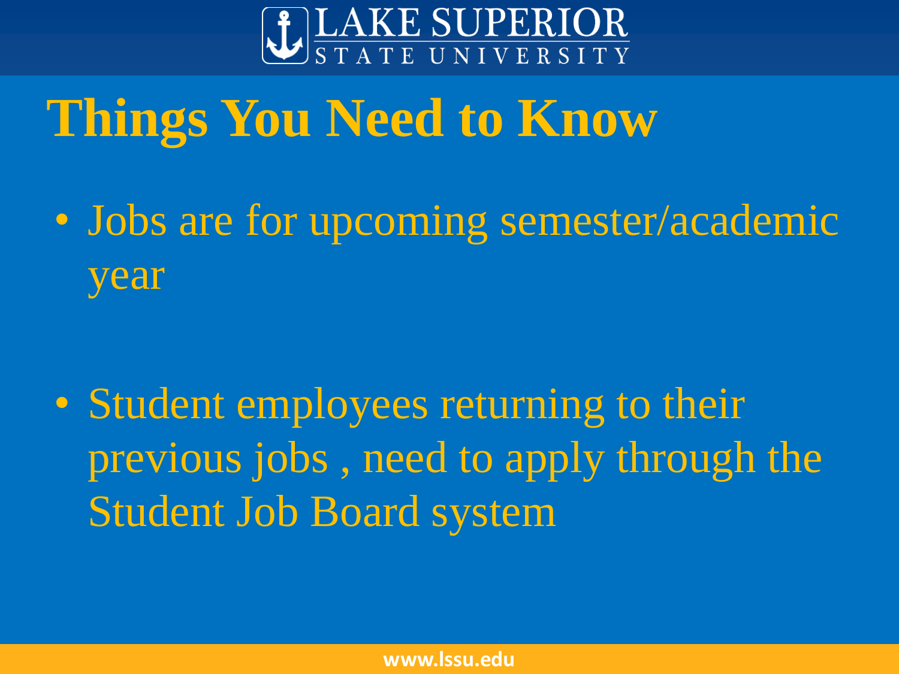# Things You Need to Know

- Jobs are for upcoming semester/academic year
- Student employees returning to their previous jobs , need to apply through the Student Job Board system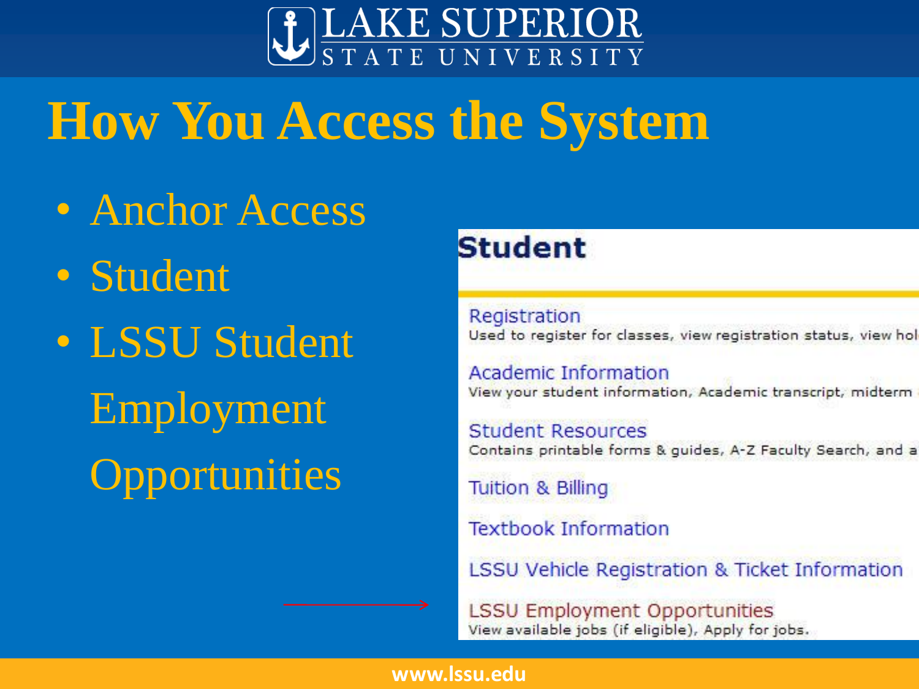# How You Access the System

- Anchor Access
- Student
- LSSU Student Employment Opportunities

## Student

Registration
Used to register for classes, view registration status, view hol

Academic Information
View your student information, Academic transcript, midterm

Student Resources
Contains printable forms & guides, A-Z Faculty Search, and a

Tuition & Billing

Textbook Information

LSSU Vehicle Registration & Ticket Information

LSSU Employment Opportunities
View available jobs (if eligible), Apply for jobs.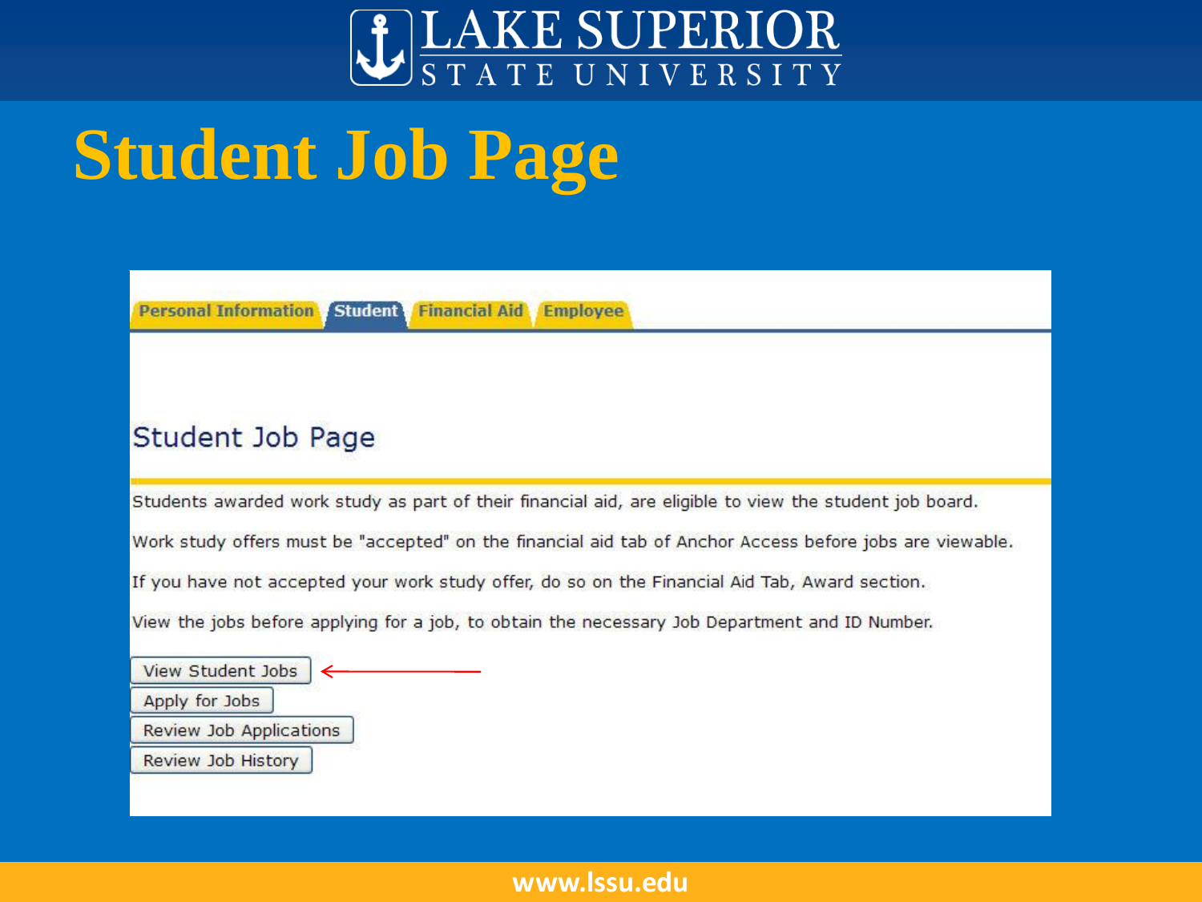# Student Job Page

Personal Information | **Student** | Financial Aid | Employee

## Student Job Page

Students awarded work study as part of their financial aid, are eligible to view the student job board.

Work study offers must be "accepted" on the financial aid tab of Anchor Access before jobs are viewable.

If you have not accepted your work study offer, do so on the Financial Aid Tab, Award section.

View the jobs before applying for a job, to obtain the necessary Job Department and ID Number.

- View Student Jobs
- Apply for Jobs
- Review Job Applications
- Review Job History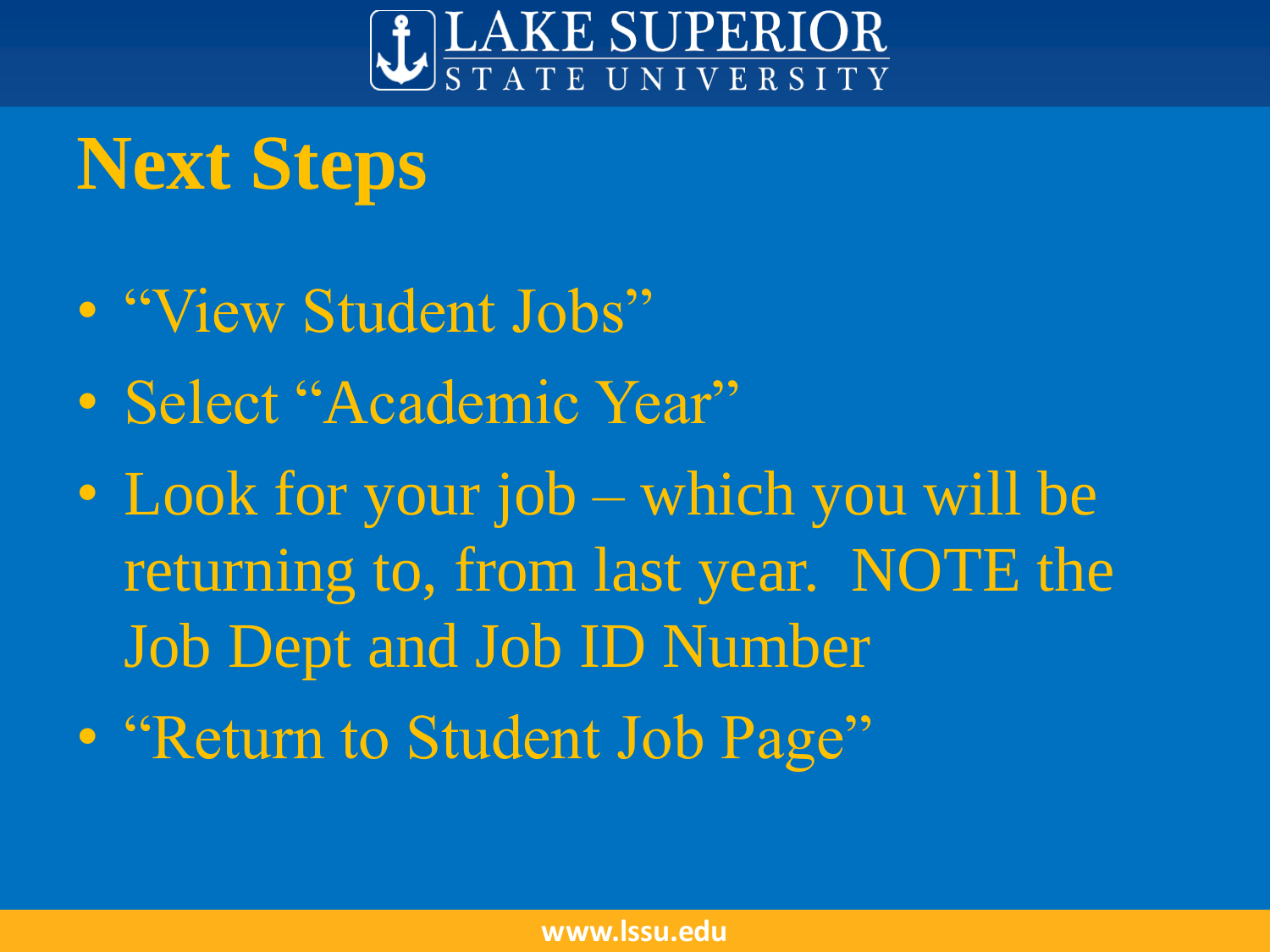# Next Steps

- "View Student Jobs"
- Select "Academic Year"
- Look for your job – which you will be returning to, from last year. NOTE the Job Dept and Job ID Number
- "Return to Student Job Page"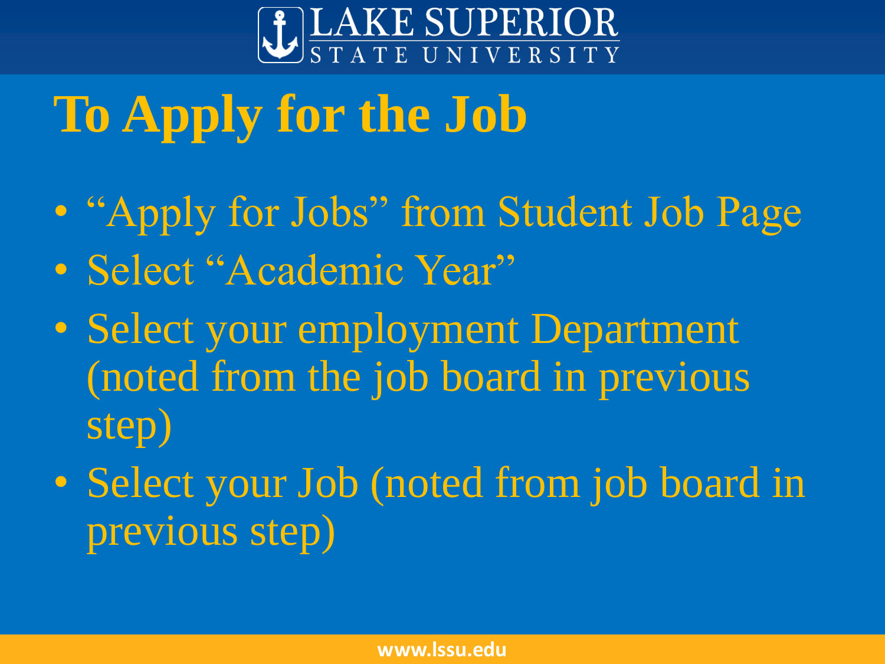# To Apply for the Job

- “Apply for Jobs” from Student Job Page
- Select “Academic Year”
- Select your employment Department (noted from the job board in previous step)
- Select your Job (noted from job board in previous step)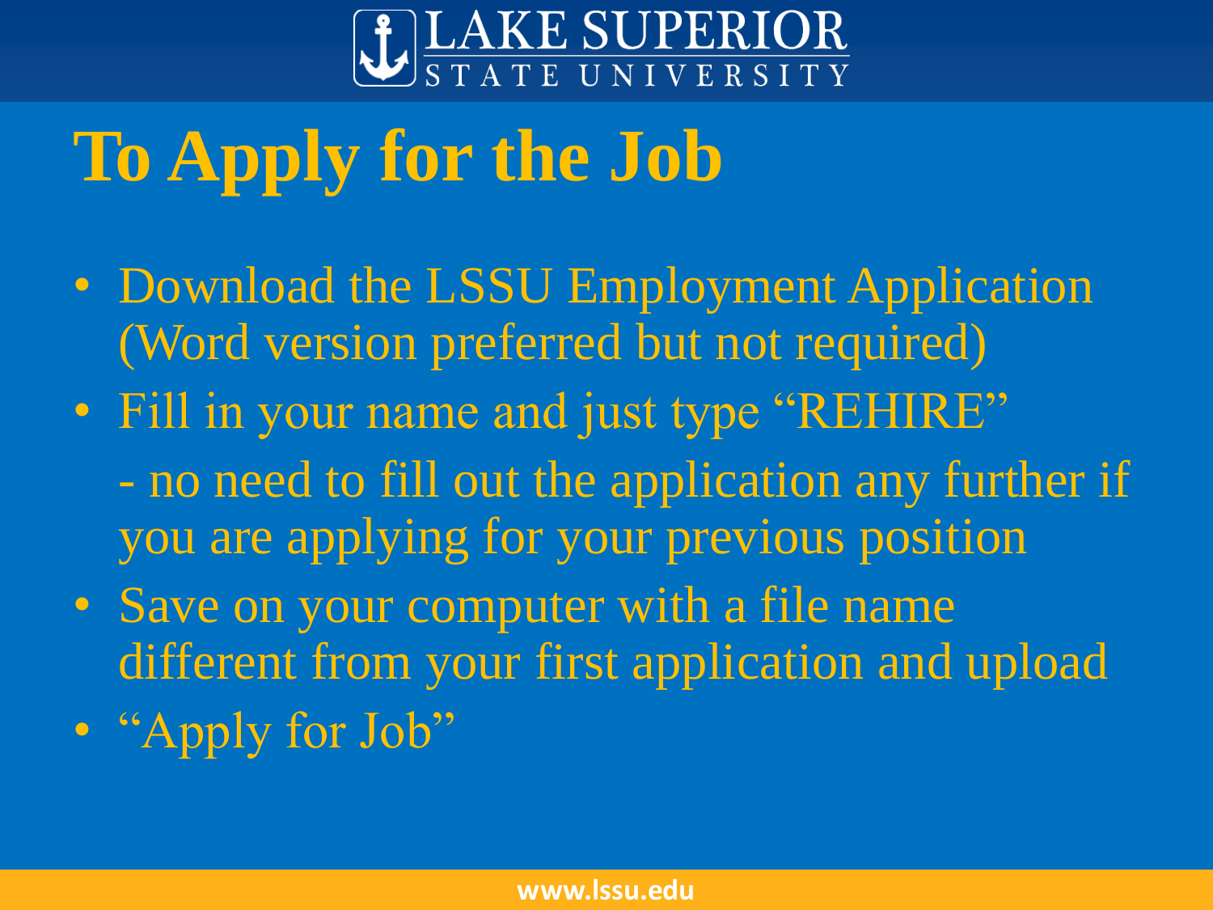# To Apply for the Job

- Download the LSSU Employment Application (Word version preferred but not required)
- Fill in your name and just type "REHIRE"
  - no need to fill out the application any further if you are applying for your previous position
- Save on your computer with a file name different from your first application and upload
- "Apply for Job"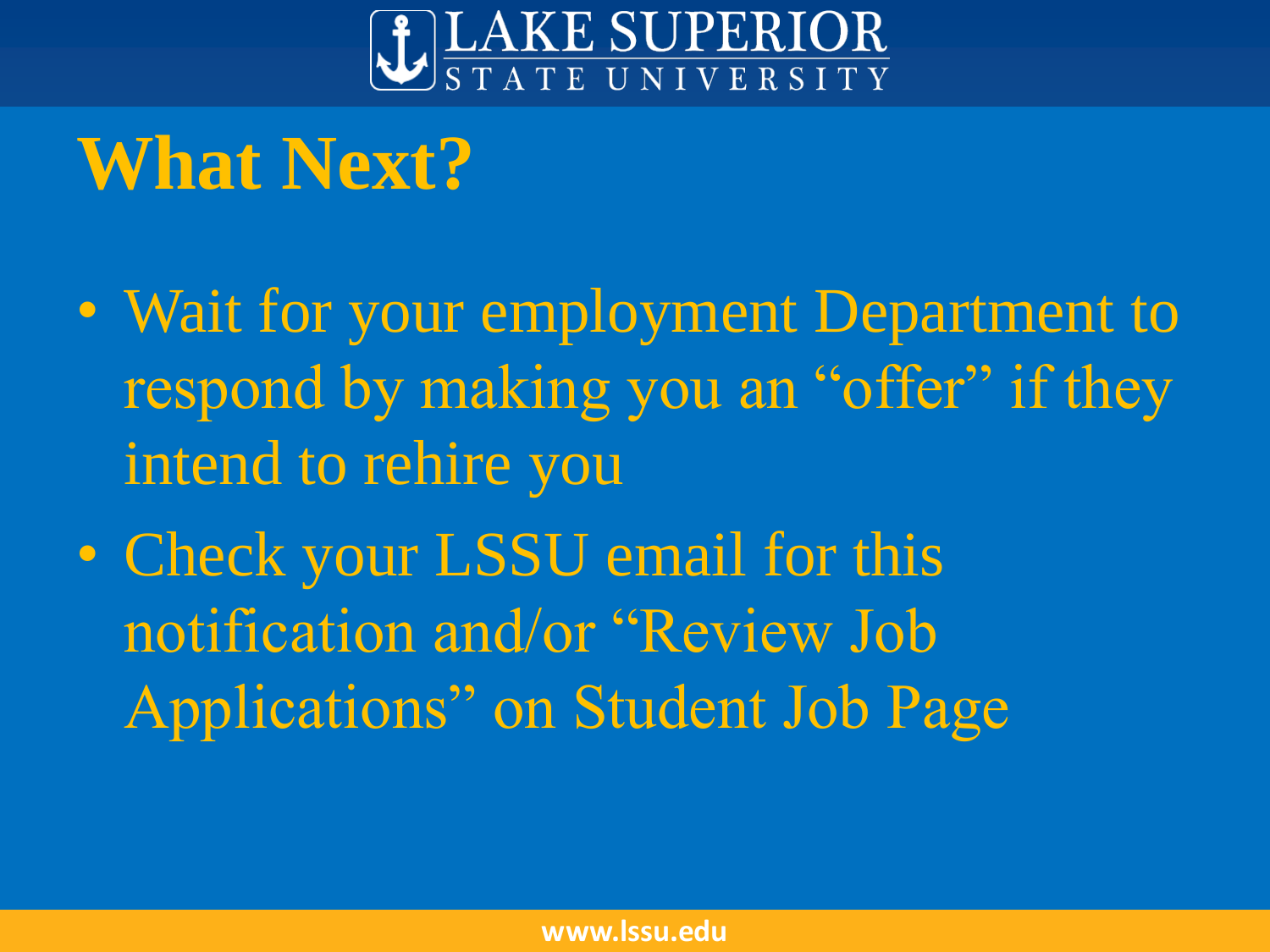# What Next?

- Wait for your employment Department to respond by making you an "offer" if they intend to rehire you
- Check your LSSU email for this notification and/or "Review Job Applications" on Student Job Page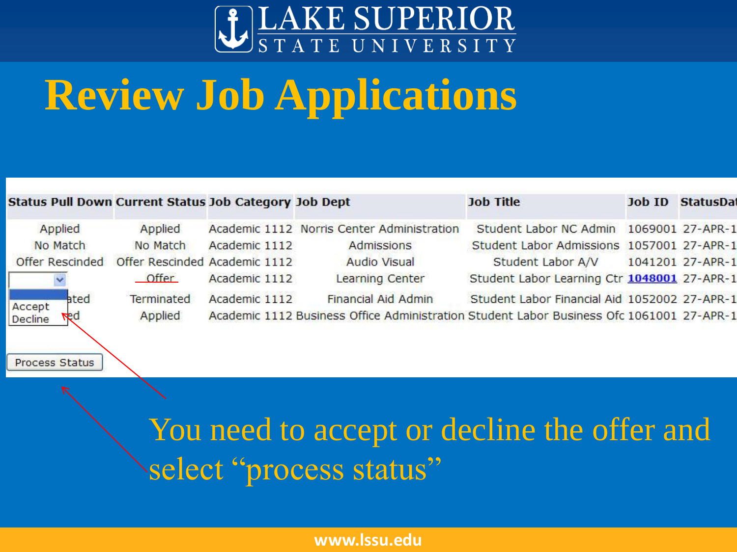# Review Job Applications

| Status Pull Down | Current Status | Job Category | Job Dept | Job Title | Job ID | StatusDat |
|---|---|---|---|---|---|---|
| Applied | Applied | Academic 1112 | Norris Center Administration | Student Labor NC Admin | 1069001 | 27-APR-1 |
| No Match | No Match | Academic 1112 | Admissions | Student Labor Admissions | 1057001 | 27-APR-1 |
| Offer Rescinded | Offer Rescinded | Academic 1112 | Audio Visual | Student Labor A/V | 1041201 | 27-APR-1 |
| Accept / Decline | Offer | Academic 1112 | Learning Center | Student Labor Learning Ctr | 1048001 | 27-APR-1 |
| ated | Terminated | Academic 1112 | Financial Aid Admin | Student Labor Financial Aid | 1052002 | 27-APR-1 |
| ed | Applied | Academic 1112 | Business Office Administration | Student Labor Business Ofc | 1061001 | 27-APR-1 |

Process Status

You need to accept or decline the offer and select "process status"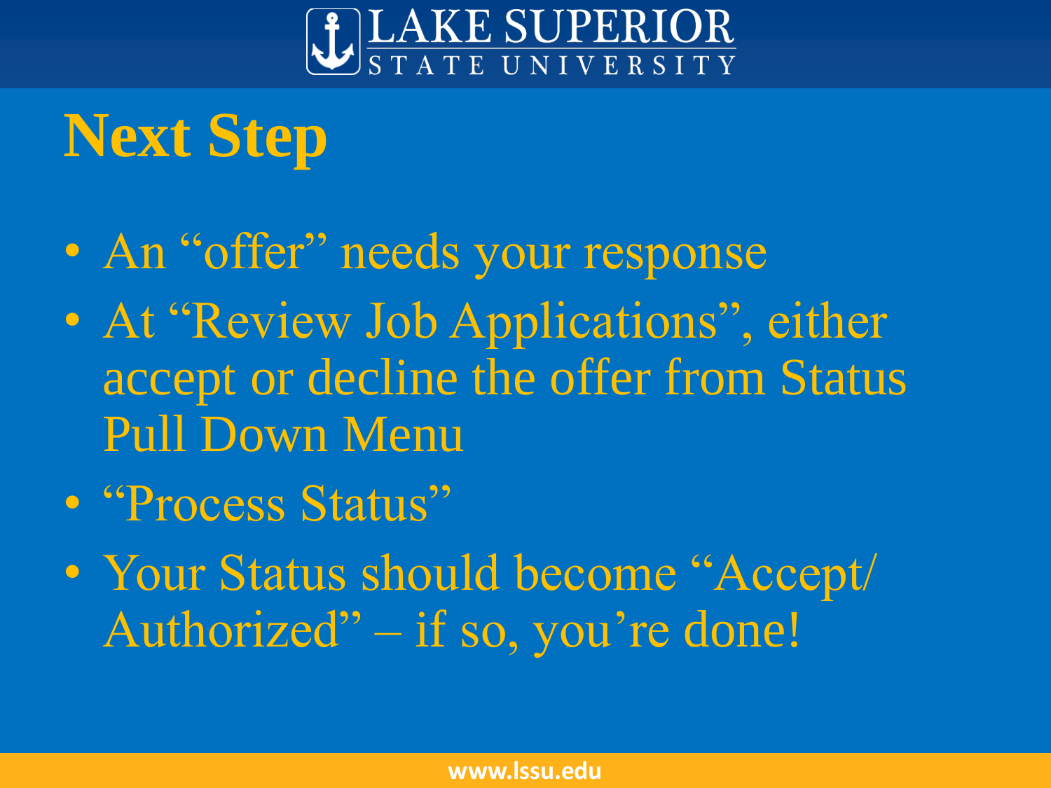# Next Step

- An “offer” needs your response
- At “Review Job Applications”, either accept or decline the offer from Status Pull Down Menu
- “Process Status”
- Your Status should become “Accept/ Authorized” – if so, you’re done!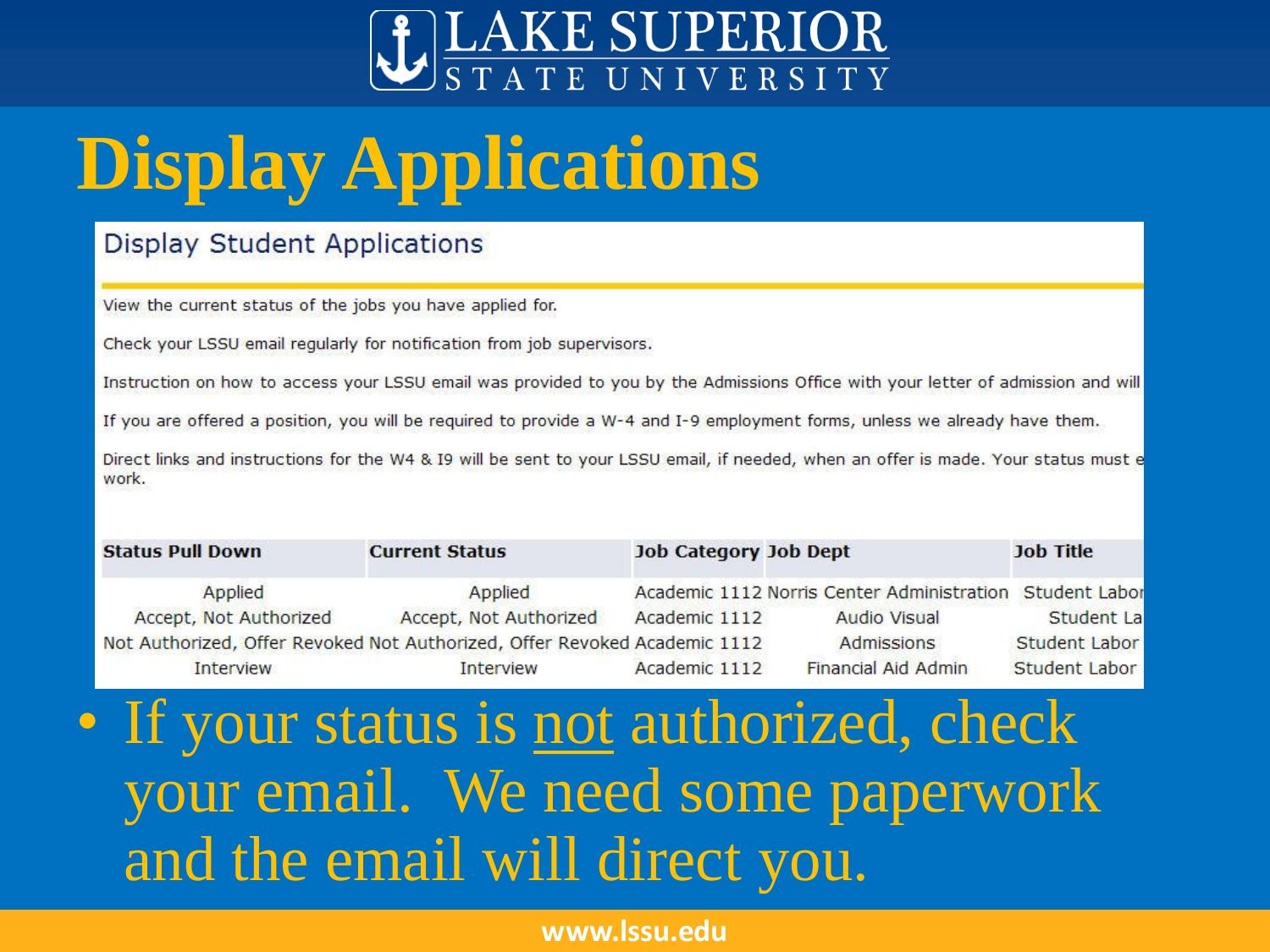# Display Applications

## Display Student Applications

View the current status of the jobs you have applied for.

Check your LSSU email regularly for notification from job supervisors.

Instruction on how to access your LSSU email was provided to you by the Admissions Office with your letter of admission and will

If you are offered a position, you will be required to provide a W-4 and I-9 employment forms, unless we already have them.

Direct links and instructions for the W4 & I9 will be sent to your LSSU email, if needed, when an offer is made. Your status must e work.

| Status Pull Down | Current Status | Job Category | Job Dept | Job Title |
|---|---|---|---|---|
| Applied | Applied | Academic 1112 | Norris Center Administration | Student Labor |
| Accept, Not Authorized | Accept, Not Authorized | Academic 1112 | Audio Visual | Student La |
| Not Authorized, Offer Revoked | Not Authorized, Offer Revoked | Academic 1112 | Admissions | Student Labor |
| Interview | Interview | Academic 1112 | Financial Aid Admin | Student Labor |

- If your status is not authorized, check your email. We need some paperwork and the email will direct you.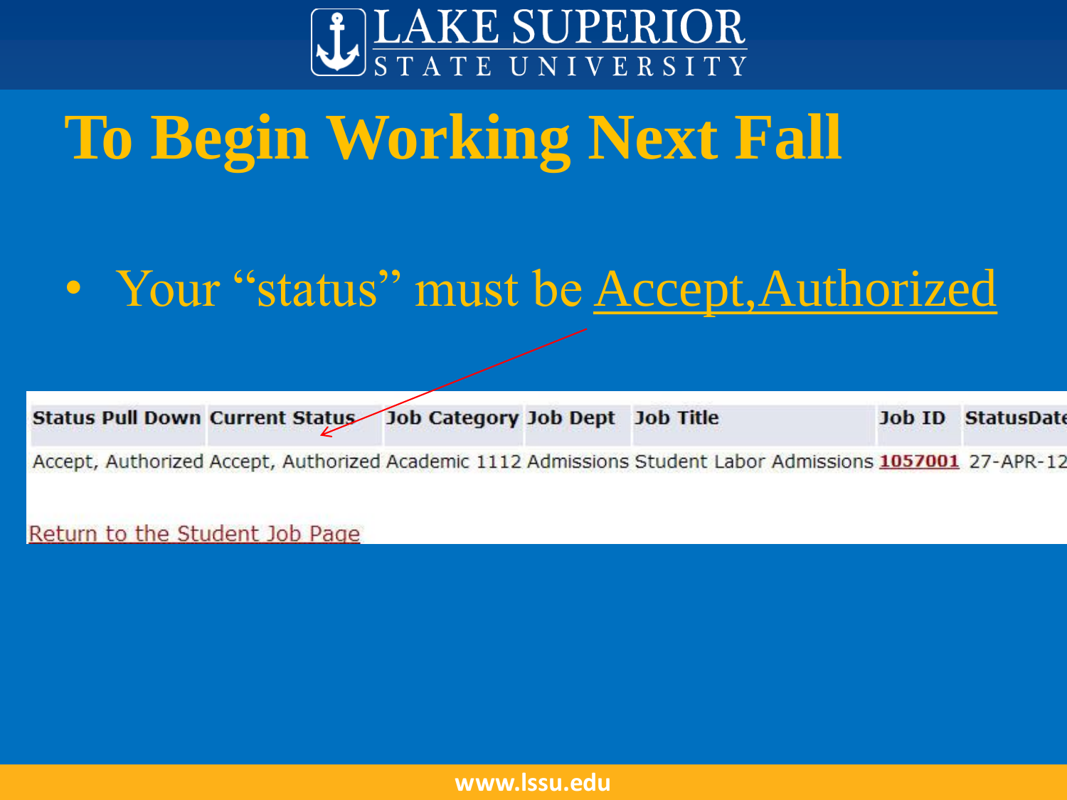# To Begin Working Next Fall

- Your "status" must be Accept,Authorized

| Status Pull Down | Current Status | Job Category | Job Dept | Job Title | Job ID | StatusDate |
|---|---|---|---|---|---|---|
| Accept, Authorized | Accept, Authorized | Academic 1112 | Admissions | Student Labor Admissions | 1057001 | 27-APR-12 |

Return to the Student Job Page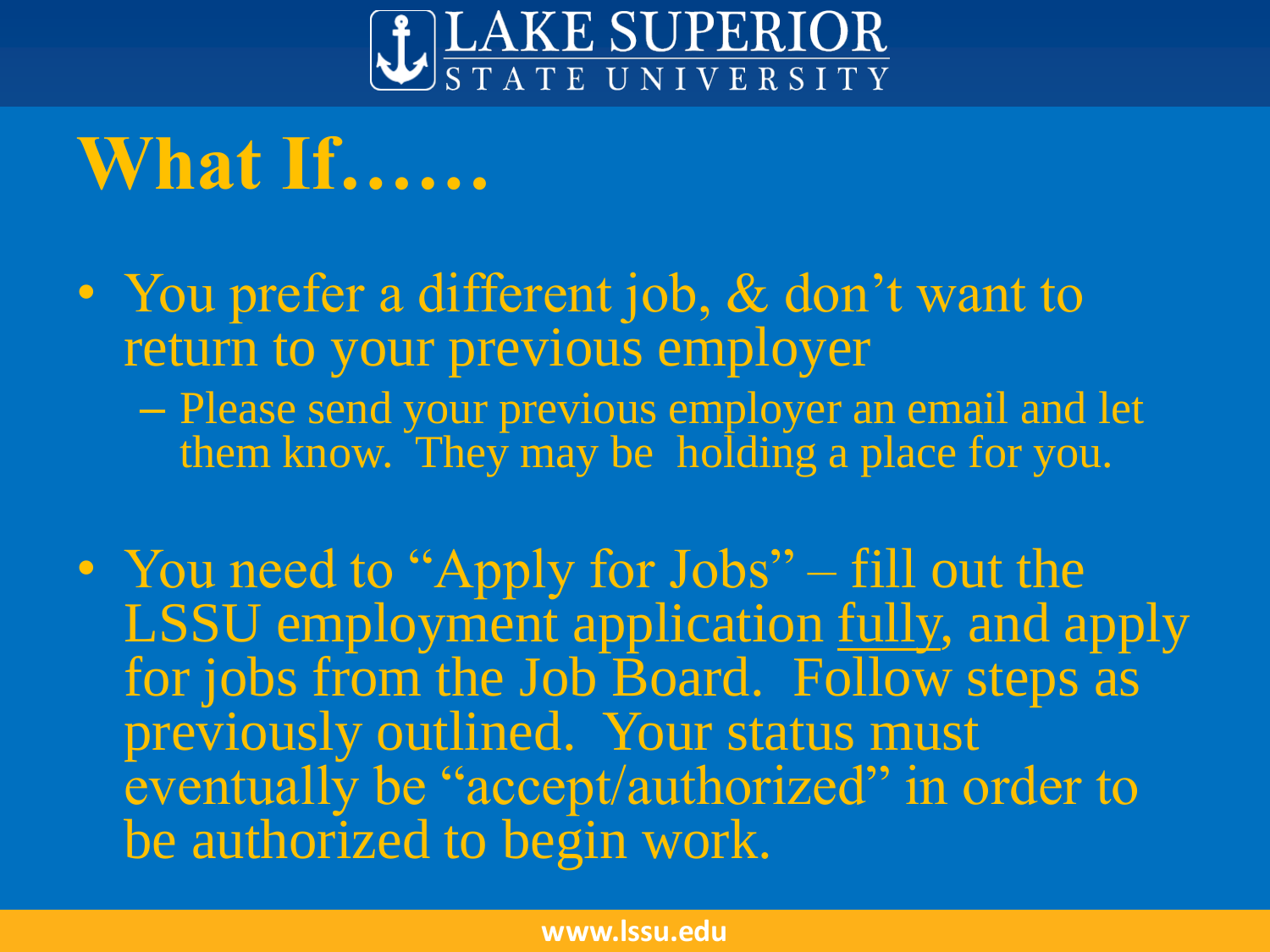# What If……

- You prefer a different job, & don't want to return to your previous employer
  - Please send your previous employer an email and let them know. They may be holding a place for you.

- You need to "Apply for Jobs" – fill out the LSSU employment application <u>fully</u>, and apply for jobs from the Job Board. Follow steps as previously outlined. Your status must eventually be "accept/authorized" in order to be authorized to begin work.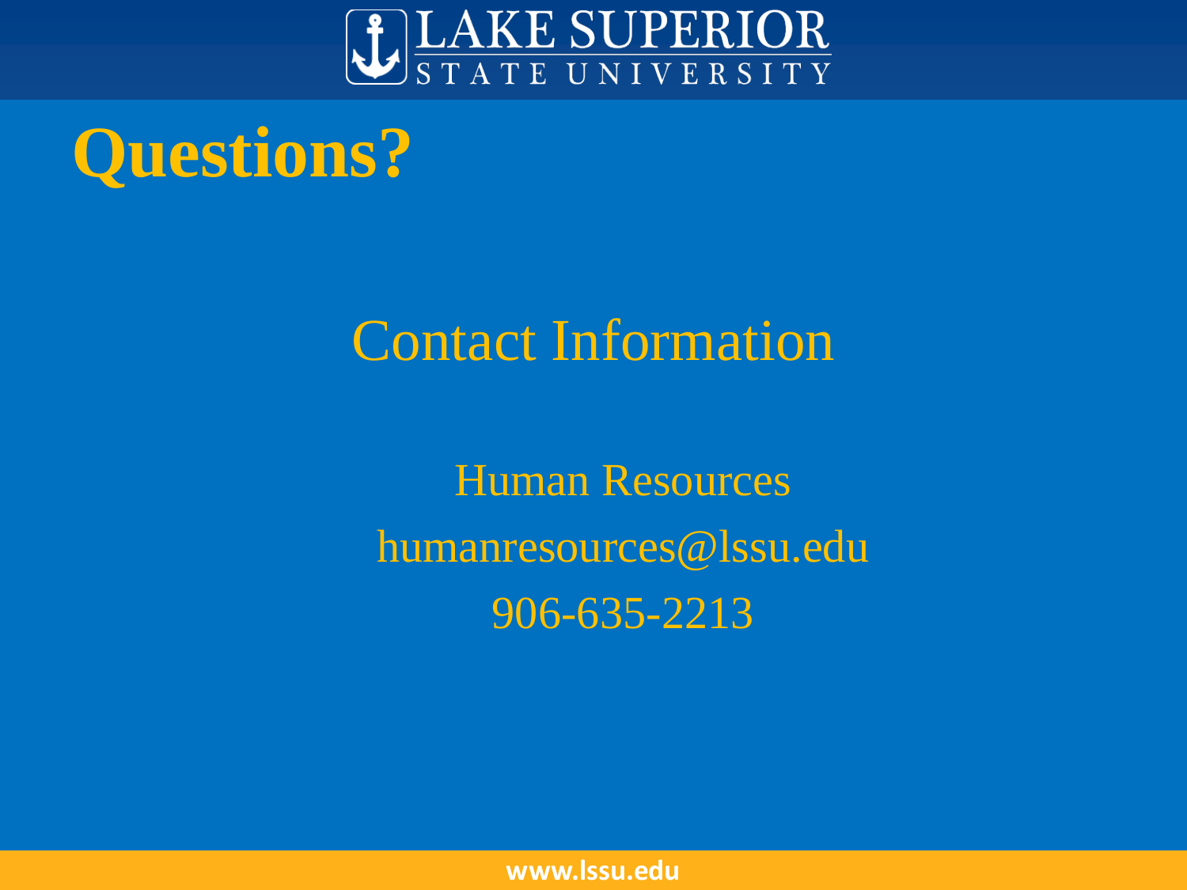# Questions?

## Contact Information

Human Resources

humanresources@lssu.edu

906-635-2213